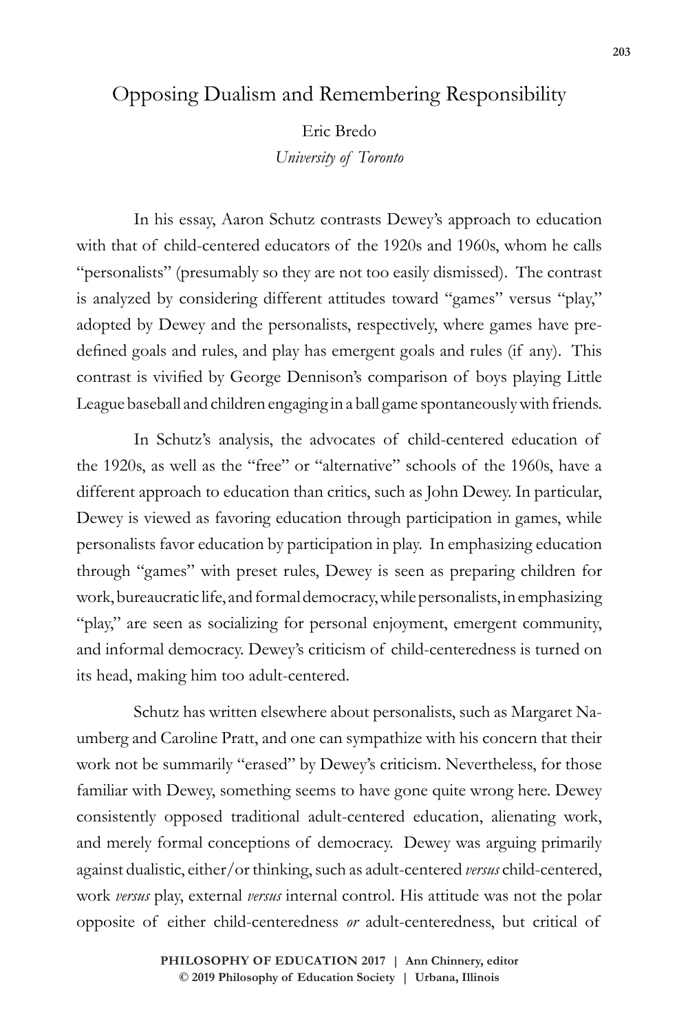# Opposing Dualism and Remembering Responsibility

Eric Bredo
*University of Toronto*

In his essay, Aaron Schutz contrasts Dewey's approach to education with that of child-centered educators of the 1920s and 1960s, whom he calls "personalists" (presumably so they are not too easily dismissed). The contrast is analyzed by considering different attitudes toward "games" versus "play," adopted by Dewey and the personalists, respectively, where games have pre-defined goals and rules, and play has emergent goals and rules (if any). This contrast is vivified by George Dennison's comparison of boys playing Little League baseball and children engaging in a ball game spontaneously with friends.

In Schutz's analysis, the advocates of child-centered education of the 1920s, as well as the "free" or "alternative" schools of the 1960s, have a different approach to education than critics, such as John Dewey. In particular, Dewey is viewed as favoring education through participation in games, while personalists favor education by participation in play. In emphasizing education through "games" with preset rules, Dewey is seen as preparing children for work, bureaucratic life, and formal democracy, while personalists, in emphasizing "play," are seen as socializing for personal enjoyment, emergent community, and informal democracy. Dewey's criticism of child-centeredness is turned on its head, making him too adult-centered.

Schutz has written elsewhere about personalists, such as Margaret Naumberg and Caroline Pratt, and one can sympathize with his concern that their work not be summarily "erased" by Dewey's criticism. Nevertheless, for those familiar with Dewey, something seems to have gone quite wrong here. Dewey consistently opposed traditional adult-centered education, alienating work, and merely formal conceptions of democracy. Dewey was arguing primarily against dualistic, either/or thinking, such as adult-centered *versus* child-centered, work *versus* play, external *versus* internal control. His attitude was not the polar opposite of either child-centeredness *or* adult-centeredness, but critical of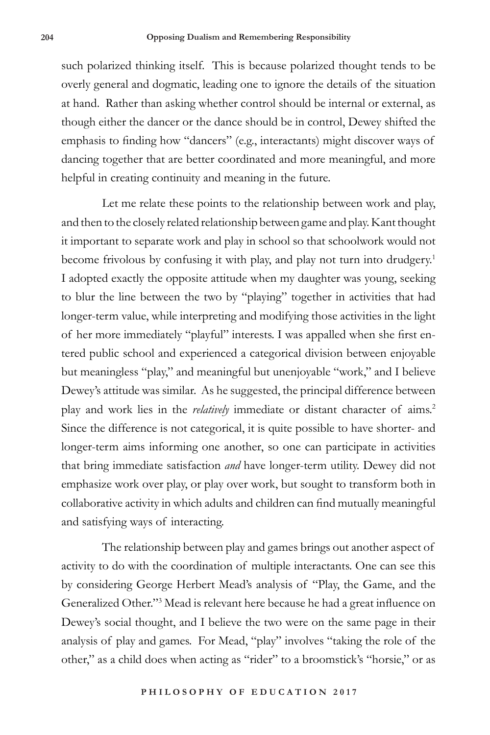such polarized thinking itself. This is because polarized thought tends to be overly general and dogmatic, leading one to ignore the details of the situation at hand. Rather than asking whether control should be internal or external, as though either the dancer or the dance should be in control, Dewey shifted the emphasis to finding how "dancers" (e.g., interactants) might discover ways of dancing together that are better coordinated and more meaningful, and more helpful in creating continuity and meaning in the future.

Let me relate these points to the relationship between work and play, and then to the closely related relationship between game and play. Kant thought it important to separate work and play in school so that schoolwork would not become frivolous by confusing it with play, and play not turn into drudgery.[1] I adopted exactly the opposite attitude when my daughter was young, seeking to blur the line between the two by "playing" together in activities that had longer-term value, while interpreting and modifying those activities in the light of her more immediately "playful" interests. I was appalled when she first entered public school and experienced a categorical division between enjoyable but meaningless "play," and meaningful but unenjoyable "work," and I believe Dewey's attitude was similar. As he suggested, the principal difference between play and work lies in the *relatively* immediate or distant character of aims.[2] Since the difference is not categorical, it is quite possible to have shorter- and longer-term aims informing one another, so one can participate in activities that bring immediate satisfaction *and* have longer-term utility. Dewey did not emphasize work over play, or play over work, but sought to transform both in collaborative activity in which adults and children can find mutually meaningful and satisfying ways of interacting.

The relationship between play and games brings out another aspect of activity to do with the coordination of multiple interactants. One can see this by considering George Herbert Mead's analysis of "Play, the Game, and the Generalized Other."[3] Mead is relevant here because he had a great influence on Dewey's social thought, and I believe the two were on the same page in their analysis of play and games. For Mead, "play" involves "taking the role of the other," as a child does when acting as "rider" to a broomstick's "horsie," or as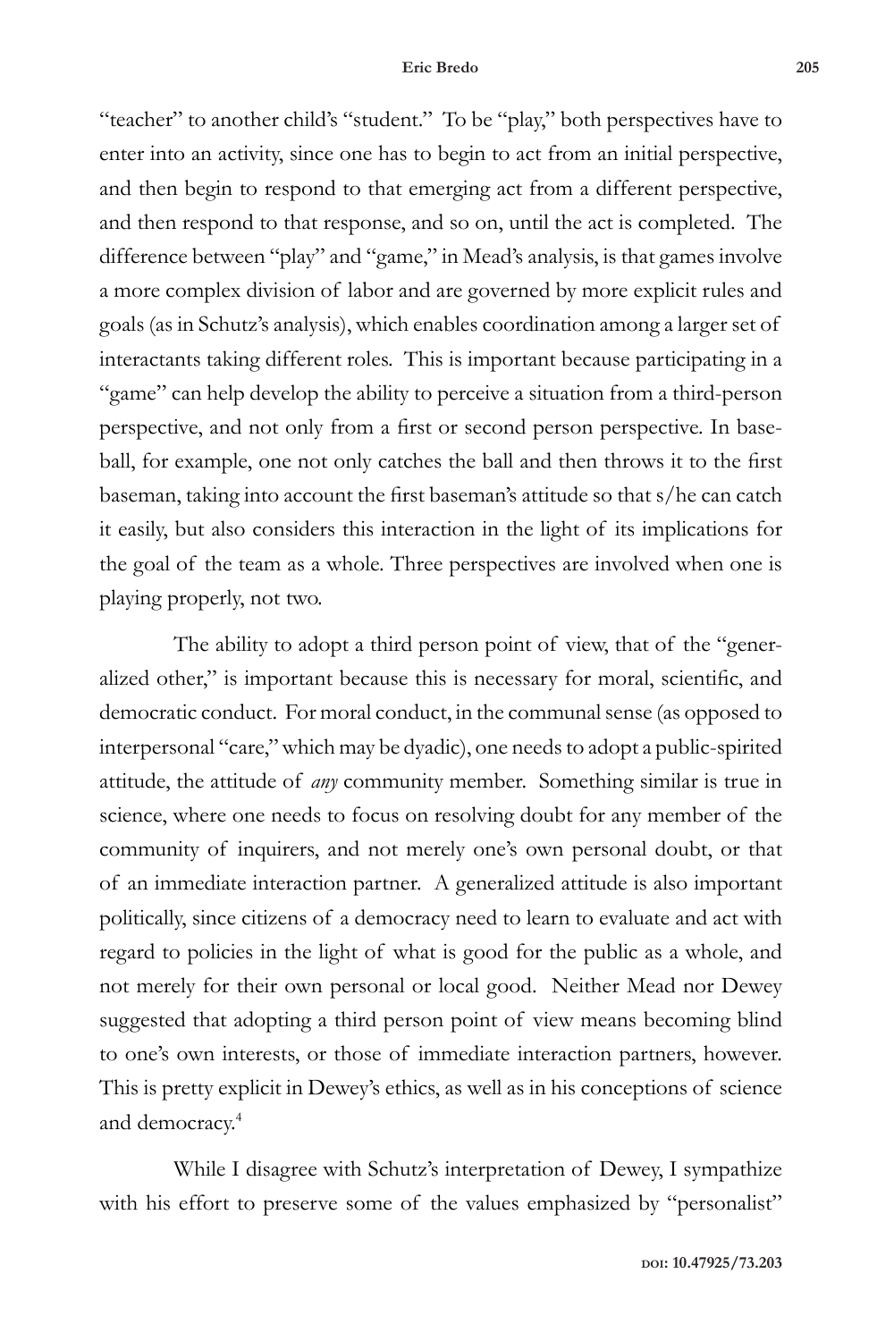"teacher" to another child's "student." To be "play," both perspectives have to enter into an activity, since one has to begin to act from an initial perspective, and then begin to respond to that emerging act from a different perspective, and then respond to that response, and so on, until the act is completed. The difference between "play" and "game," in Mead's analysis, is that games involve a more complex division of labor and are governed by more explicit rules and goals (as in Schutz's analysis), which enables coordination among a larger set of interactants taking different roles. This is important because participating in a "game" can help develop the ability to perceive a situation from a third-person perspective, and not only from a first or second person perspective. In baseball, for example, one not only catches the ball and then throws it to the first baseman, taking into account the first baseman's attitude so that s/he can catch it easily, but also considers this interaction in the light of its implications for the goal of the team as a whole. Three perspectives are involved when one is playing properly, not two.

The ability to adopt a third person point of view, that of the "generalized other," is important because this is necessary for moral, scientific, and democratic conduct. For moral conduct, in the communal sense (as opposed to interpersonal "care," which may be dyadic), one needs to adopt a public-spirited attitude, the attitude of *any* community member. Something similar is true in science, where one needs to focus on resolving doubt for any member of the community of inquirers, and not merely one's own personal doubt, or that of an immediate interaction partner. A generalized attitude is also important politically, since citizens of a democracy need to learn to evaluate and act with regard to policies in the light of what is good for the public as a whole, and not merely for their own personal or local good. Neither Mead nor Dewey suggested that adopting a third person point of view means becoming blind to one's own interests, or those of immediate interaction partners, however. This is pretty explicit in Dewey's ethics, as well as in his conceptions of science and democracy.[4]

While I disagree with Schutz's interpretation of Dewey, I sympathize with his effort to preserve some of the values emphasized by "personalist"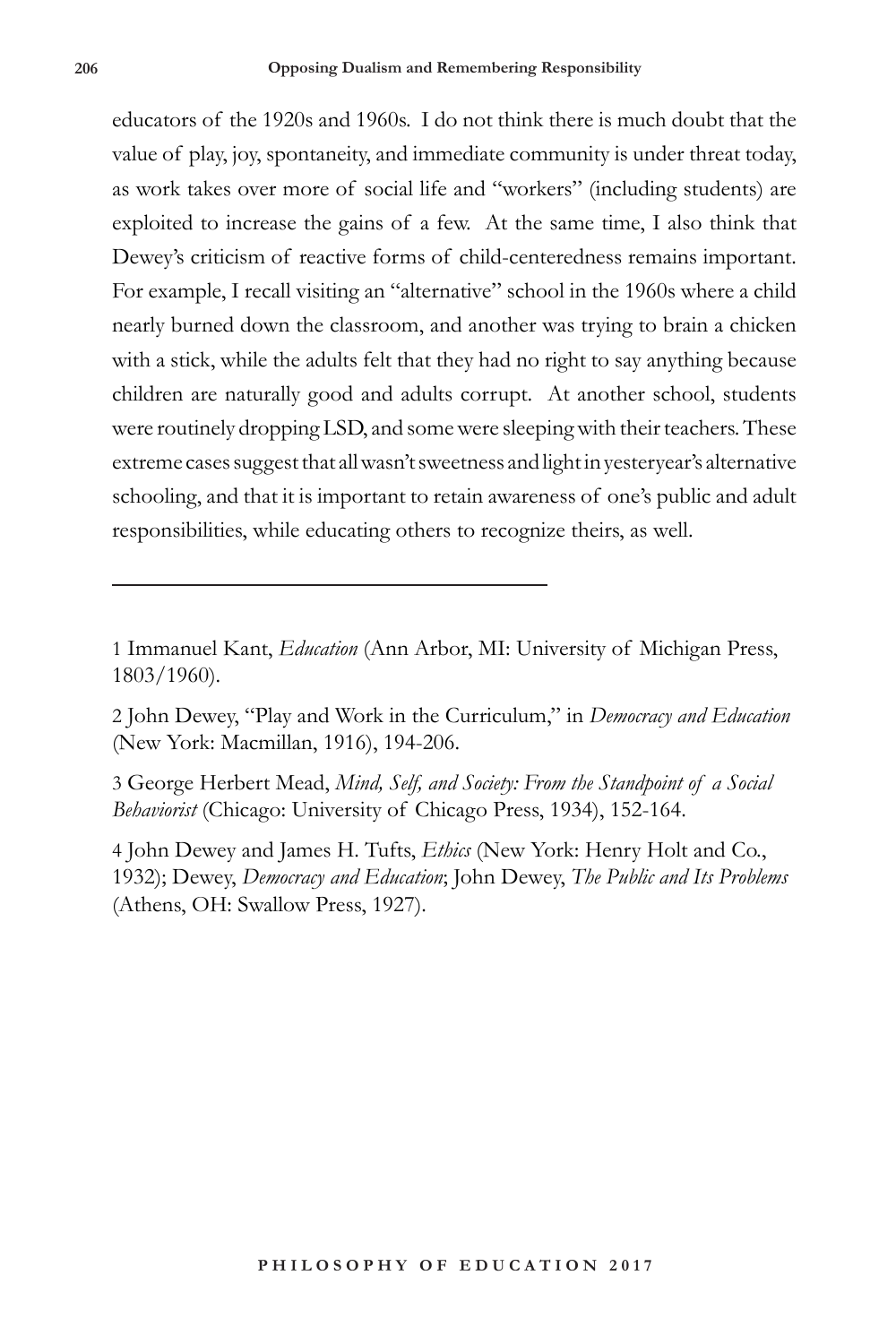educators of the 1920s and 1960s. I do not think there is much doubt that the value of play, joy, spontaneity, and immediate community is under threat today, as work takes over more of social life and "workers" (including students) are exploited to increase the gains of a few. At the same time, I also think that Dewey's criticism of reactive forms of child-centeredness remains important. For example, I recall visiting an "alternative" school in the 1960s where a child nearly burned down the classroom, and another was trying to brain a chicken with a stick, while the adults felt that they had no right to say anything because children are naturally good and adults corrupt. At another school, students were routinely dropping LSD, and some were sleeping with their teachers. These extreme cases suggest that all wasn't sweetness and light in yesteryear's alternative schooling, and that it is important to retain awareness of one's public and adult responsibilities, while educating others to recognize theirs, as well.

---

1 Immanuel Kant, *Education* (Ann Arbor, MI: University of Michigan Press, 1803/1960).

2 John Dewey, "Play and Work in the Curriculum," in *Democracy and Education* (New York: Macmillan, 1916), 194-206.

3 George Herbert Mead, *Mind, Self, and Society: From the Standpoint of a Social Behaviorist* (Chicago: University of Chicago Press, 1934), 152-164.

4 John Dewey and James H. Tufts, *Ethics* (New York: Henry Holt and Co., 1932); Dewey, *Democracy and Education*; John Dewey, *The Public and Its Problems* (Athens, OH: Swallow Press, 1927).